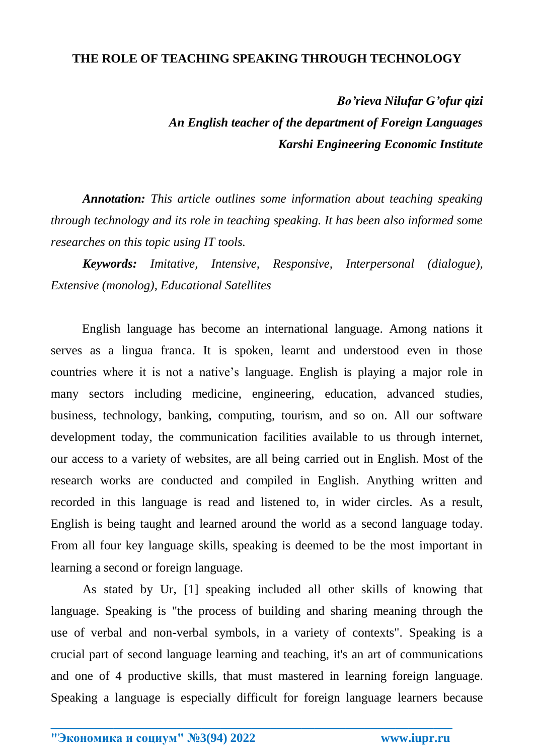# THE ROLE OF TEACHING SPEAKING THROUGH TECHNOLOGY

***Bo'rieva Nilufar G'ofur qizi***
***An English teacher of the department of Foreign Languages***
***Karshi Engineering Economic Institute***

***Annotation:*** *This article outlines some information about teaching speaking through technology and its role in teaching speaking. It has been also informed some researches on this topic using IT tools.*

***Keywords:*** *Imitative, Intensive, Responsive, Interpersonal (dialogue), Extensive (monolog), Educational Satellites*

English language has become an international language. Among nations it serves as a lingua franca. It is spoken, learnt and understood even in those countries where it is not a native's language. English is playing a major role in many sectors including medicine, engineering, education, advanced studies, business, technology, banking, computing, tourism, and so on. All our software development today, the communication facilities available to us through internet, our access to a variety of websites, are all being carried out in English. Most of the research works are conducted and compiled in English. Anything written and recorded in this language is read and listened to, in wider circles. As a result, English is being taught and learned around the world as a second language today. From all four key language skills, speaking is deemed to be the most important in learning a second or foreign language.

As stated by Ur, [1] speaking included all other skills of knowing that language. Speaking is "the process of building and sharing meaning through the use of verbal and non-verbal symbols, in a variety of contexts". Speaking is a crucial part of second language learning and teaching, it's an art of communications and one of 4 productive skills, that must mastered in learning foreign language. Speaking a language is especially difficult for foreign language learners because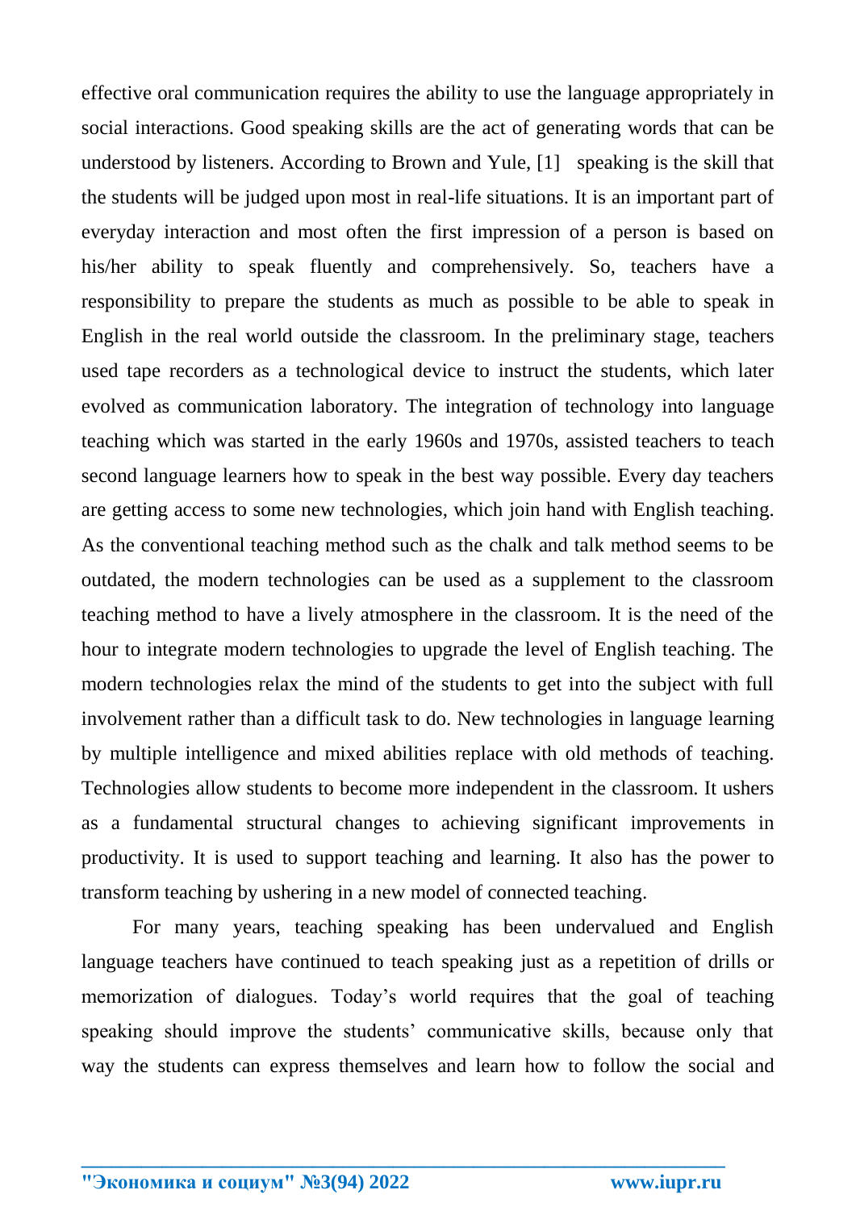effective oral communication requires the ability to use the language appropriately in social interactions. Good speaking skills are the act of generating words that can be understood by listeners. According to Brown and Yule, [1] speaking is the skill that the students will be judged upon most in real-life situations. It is an important part of everyday interaction and most often the first impression of a person is based on his/her ability to speak fluently and comprehensively. So, teachers have a responsibility to prepare the students as much as possible to be able to speak in English in the real world outside the classroom. In the preliminary stage, teachers used tape recorders as a technological device to instruct the students, which later evolved as communication laboratory. The integration of technology into language teaching which was started in the early 1960s and 1970s, assisted teachers to teach second language learners how to speak in the best way possible. Every day teachers are getting access to some new technologies, which join hand with English teaching. As the conventional teaching method such as the chalk and talk method seems to be outdated, the modern technologies can be used as a supplement to the classroom teaching method to have a lively atmosphere in the classroom. It is the need of the hour to integrate modern technologies to upgrade the level of English teaching. The modern technologies relax the mind of the students to get into the subject with full involvement rather than a difficult task to do. New technologies in language learning by multiple intelligence and mixed abilities replace with old methods of teaching. Technologies allow students to become more independent in the classroom. It ushers as a fundamental structural changes to achieving significant improvements in productivity. It is used to support teaching and learning. It also has the power to transform teaching by ushering in a new model of connected teaching.

For many years, teaching speaking has been undervalued and English language teachers have continued to teach speaking just as a repetition of drills or memorization of dialogues. Today's world requires that the goal of teaching speaking should improve the students' communicative skills, because only that way the students can express themselves and learn how to follow the social and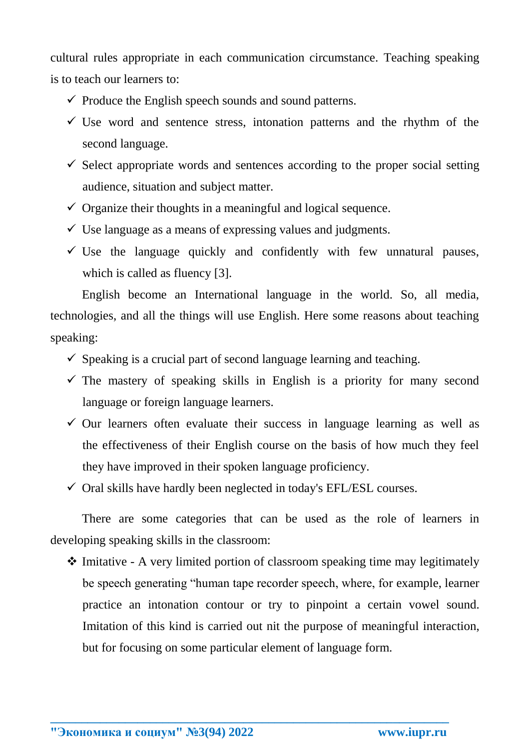cultural rules appropriate in each communication circumstance. Teaching speaking is to teach our learners to:

- ✓ Produce the English speech sounds and sound patterns.
- ✓ Use word and sentence stress, intonation patterns and the rhythm of the second language.
- ✓ Select appropriate words and sentences according to the proper social setting audience, situation and subject matter.
- ✓ Organize their thoughts in a meaningful and logical sequence.
- ✓ Use language as a means of expressing values and judgments.
- ✓ Use the language quickly and confidently with few unnatural pauses, which is called as fluency [3].

English become an International language in the world. So, all media, technologies, and all the things will use English. Here some reasons about teaching speaking:

- ✓ Speaking is a crucial part of second language learning and teaching.
- ✓ The mastery of speaking skills in English is a priority for many second language or foreign language learners.
- ✓ Our learners often evaluate their success in language learning as well as the effectiveness of their English course on the basis of how much they feel they have improved in their spoken language proficiency.
- ✓ Oral skills have hardly been neglected in today's EFL/ESL courses.

There are some categories that can be used as the role of learners in developing speaking skills in the classroom:

- ❖ Imitative - A very limited portion of classroom speaking time may legitimately be speech generating “human tape recorder speech, where, for example, learner practice an intonation contour or try to pinpoint a certain vowel sound. Imitation of this kind is carried out nit the purpose of meaningful interaction, but for focusing on some particular element of language form.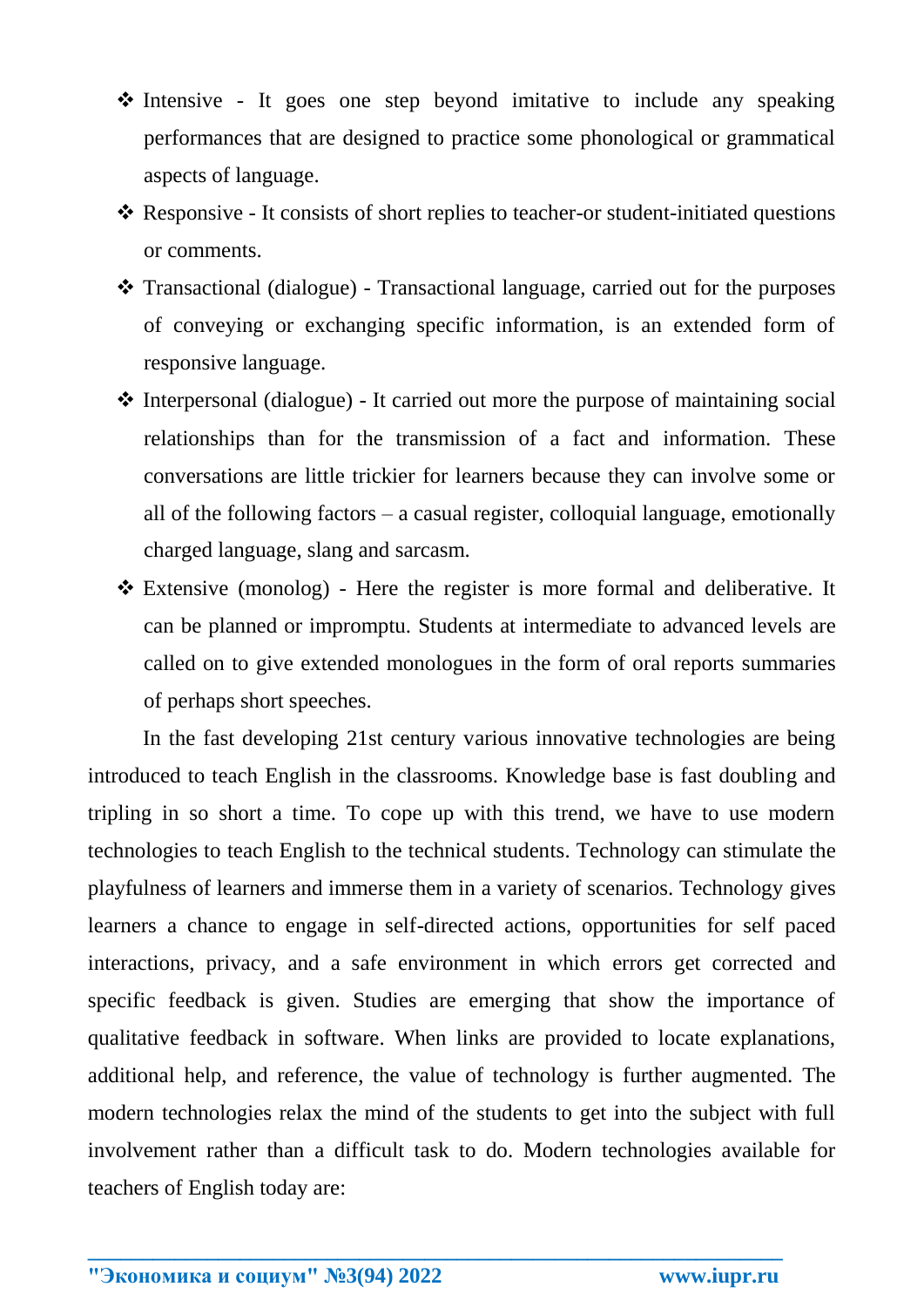- ❖ Intensive - It goes one step beyond imitative to include any speaking performances that are designed to practice some phonological or grammatical aspects of language.
- ❖ Responsive - It consists of short replies to teacher-or student-initiated questions or comments.
- ❖ Transactional (dialogue) - Transactional language, carried out for the purposes of conveying or exchanging specific information, is an extended form of responsive language.
- ❖ Interpersonal (dialogue) - It carried out more the purpose of maintaining social relationships than for the transmission of a fact and information. These conversations are little trickier for learners because they can involve some or all of the following factors – a casual register, colloquial language, emotionally charged language, slang and sarcasm.
- ❖ Extensive (monolog) - Here the register is more formal and deliberative. It can be planned or impromptu. Students at intermediate to advanced levels are called on to give extended monologues in the form of oral reports summaries of perhaps short speeches.

In the fast developing 21st century various innovative technologies are being introduced to teach English in the classrooms. Knowledge base is fast doubling and tripling in so short a time. To cope up with this trend, we have to use modern technologies to teach English to the technical students. Technology can stimulate the playfulness of learners and immerse them in a variety of scenarios. Technology gives learners a chance to engage in self-directed actions, opportunities for self paced interactions, privacy, and a safe environment in which errors get corrected and specific feedback is given. Studies are emerging that show the importance of qualitative feedback in software. When links are provided to locate explanations, additional help, and reference, the value of technology is further augmented. The modern technologies relax the mind of the students to get into the subject with full involvement rather than a difficult task to do. Modern technologies available for teachers of English today are: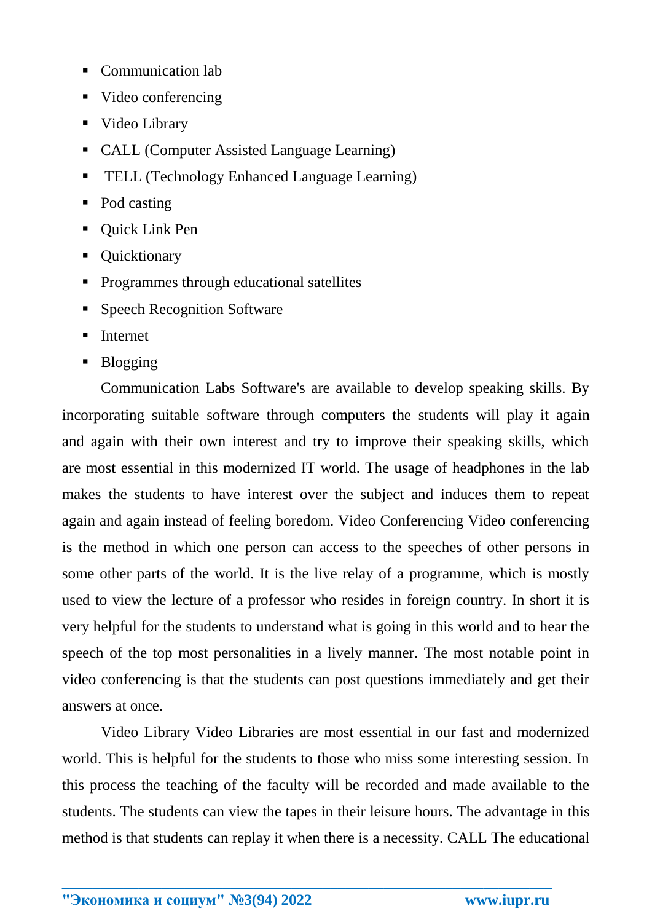- Communication lab
- Video conferencing
- Video Library
- CALL (Computer Assisted Language Learning)
- TELL (Technology Enhanced Language Learning)
- Pod casting
- Quick Link Pen
- Quicktionary
- Programmes through educational satellites
- Speech Recognition Software
- Internet
- Blogging

Communication Labs Software's are available to develop speaking skills. By incorporating suitable software through computers the students will play it again and again with their own interest and try to improve their speaking skills, which are most essential in this modernized IT world. The usage of headphones in the lab makes the students to have interest over the subject and induces them to repeat again and again instead of feeling boredom. Video Conferencing Video conferencing is the method in which one person can access to the speeches of other persons in some other parts of the world. It is the live relay of a programme, which is mostly used to view the lecture of a professor who resides in foreign country. In short it is very helpful for the students to understand what is going in this world and to hear the speech of the top most personalities in a lively manner. The most notable point in video conferencing is that the students can post questions immediately and get their answers at once.

Video Library Video Libraries are most essential in our fast and modernized world. This is helpful for the students to those who miss some interesting session. In this process the teaching of the faculty will be recorded and made available to the students. The students can view the tapes in their leisure hours. The advantage in this method is that students can replay it when there is a necessity. CALL The educational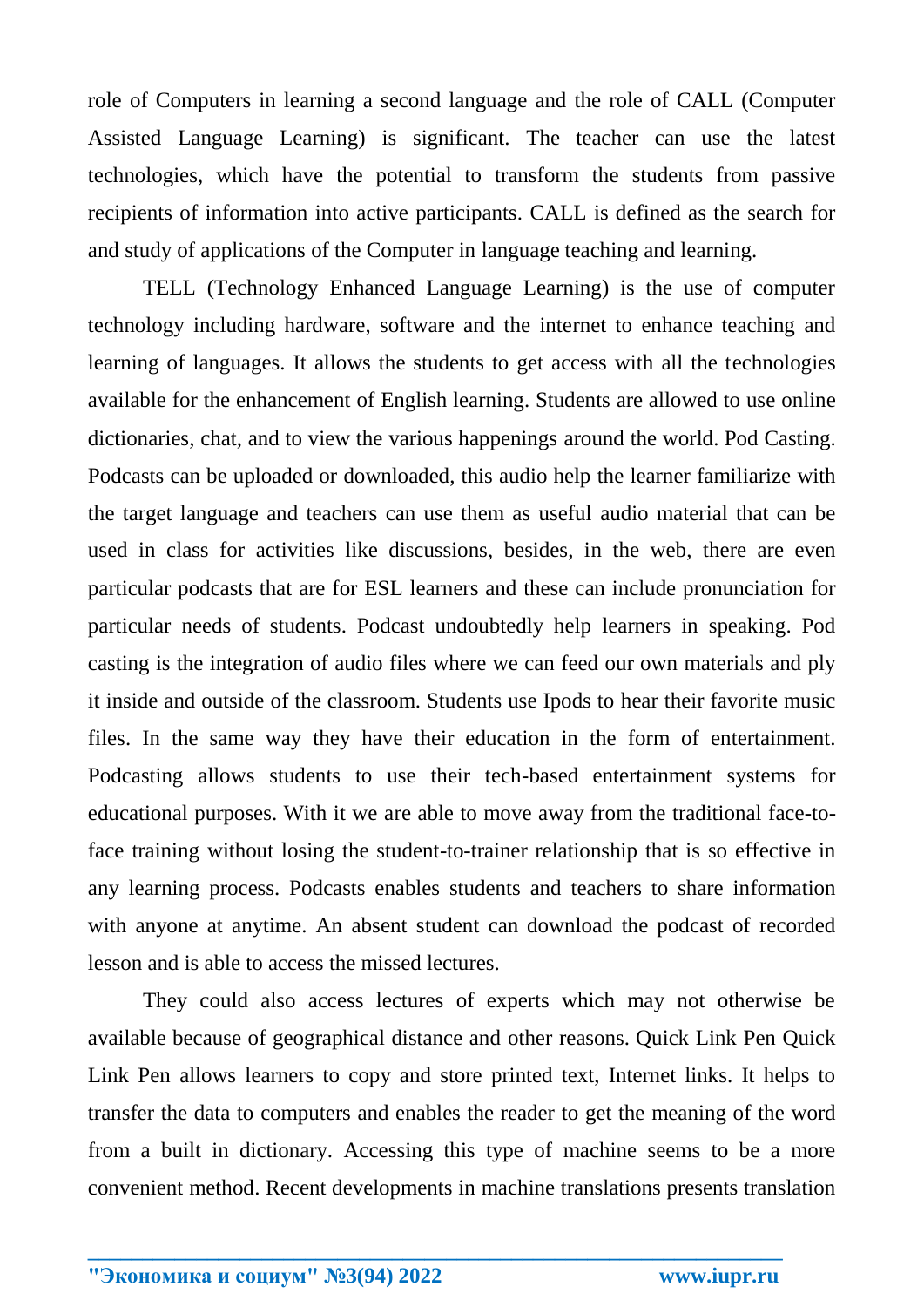role of Computers in learning a second language and the role of CALL (Computer Assisted Language Learning) is significant. The teacher can use the latest technologies, which have the potential to transform the students from passive recipients of information into active participants. CALL is defined as the search for and study of applications of the Computer in language teaching and learning.

TELL (Technology Enhanced Language Learning) is the use of computer technology including hardware, software and the internet to enhance teaching and learning of languages. It allows the students to get access with all the technologies available for the enhancement of English learning. Students are allowed to use online dictionaries, chat, and to view the various happenings around the world. Pod Casting. Podcasts can be uploaded or downloaded, this audio help the learner familiarize with the target language and teachers can use them as useful audio material that can be used in class for activities like discussions, besides, in the web, there are even particular podcasts that are for ESL learners and these can include pronunciation for particular needs of students. Podcast undoubtedly help learners in speaking. Pod casting is the integration of audio files where we can feed our own materials and ply it inside and outside of the classroom. Students use Ipods to hear their favorite music files. In the same way they have their education in the form of entertainment. Podcasting allows students to use their tech-based entertainment systems for educational purposes. With it we are able to move away from the traditional face-to-face training without losing the student-to-trainer relationship that is so effective in any learning process. Podcasts enables students and teachers to share information with anyone at anytime. An absent student can download the podcast of recorded lesson and is able to access the missed lectures.

They could also access lectures of experts which may not otherwise be available because of geographical distance and other reasons. Quick Link Pen Quick Link Pen allows learners to copy and store printed text, Internet links. It helps to transfer the data to computers and enables the reader to get the meaning of the word from a built in dictionary. Accessing this type of machine seems to be a more convenient method. Recent developments in machine translations presents translation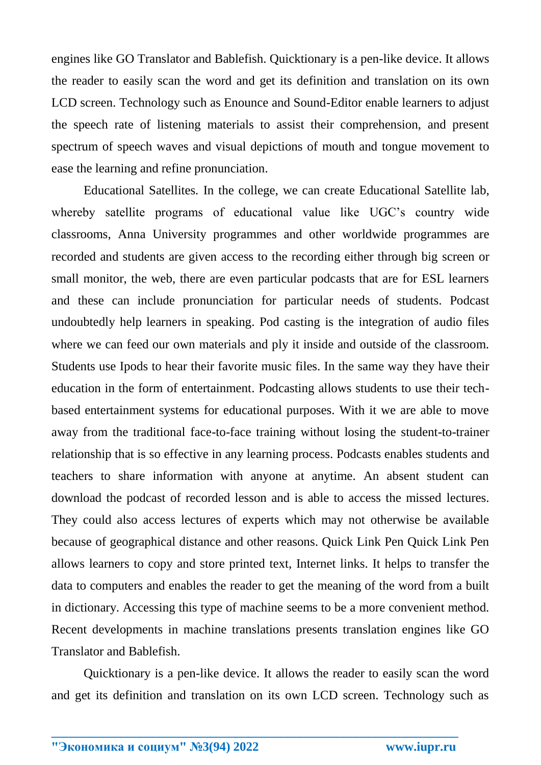engines like GO Translator and Bablefish. Quicktionary is a pen-like device. It allows the reader to easily scan the word and get its definition and translation on its own LCD screen. Technology such as Enounce and Sound-Editor enable learners to adjust the speech rate of listening materials to assist their comprehension, and present spectrum of speech waves and visual depictions of mouth and tongue movement to ease the learning and refine pronunciation.

Educational Satellites. In the college, we can create Educational Satellite lab, whereby satellite programs of educational value like UGC's country wide classrooms, Anna University programmes and other worldwide programmes are recorded and students are given access to the recording either through big screen or small monitor, the web, there are even particular podcasts that are for ESL learners and these can include pronunciation for particular needs of students. Podcast undoubtedly help learners in speaking. Pod casting is the integration of audio files where we can feed our own materials and ply it inside and outside of the classroom. Students use Ipods to hear their favorite music files. In the same way they have their education in the form of entertainment. Podcasting allows students to use their tech-based entertainment systems for educational purposes. With it we are able to move away from the traditional face-to-face training without losing the student-to-trainer relationship that is so effective in any learning process. Podcasts enables students and teachers to share information with anyone at anytime. An absent student can download the podcast of recorded lesson and is able to access the missed lectures. They could also access lectures of experts which may not otherwise be available because of geographical distance and other reasons. Quick Link Pen Quick Link Pen allows learners to copy and store printed text, Internet links. It helps to transfer the data to computers and enables the reader to get the meaning of the word from a built in dictionary. Accessing this type of machine seems to be a more convenient method. Recent developments in machine translations presents translation engines like GO Translator and Bablefish.

Quicktionary is a pen-like device. It allows the reader to easily scan the word and get its definition and translation on its own LCD screen. Technology such as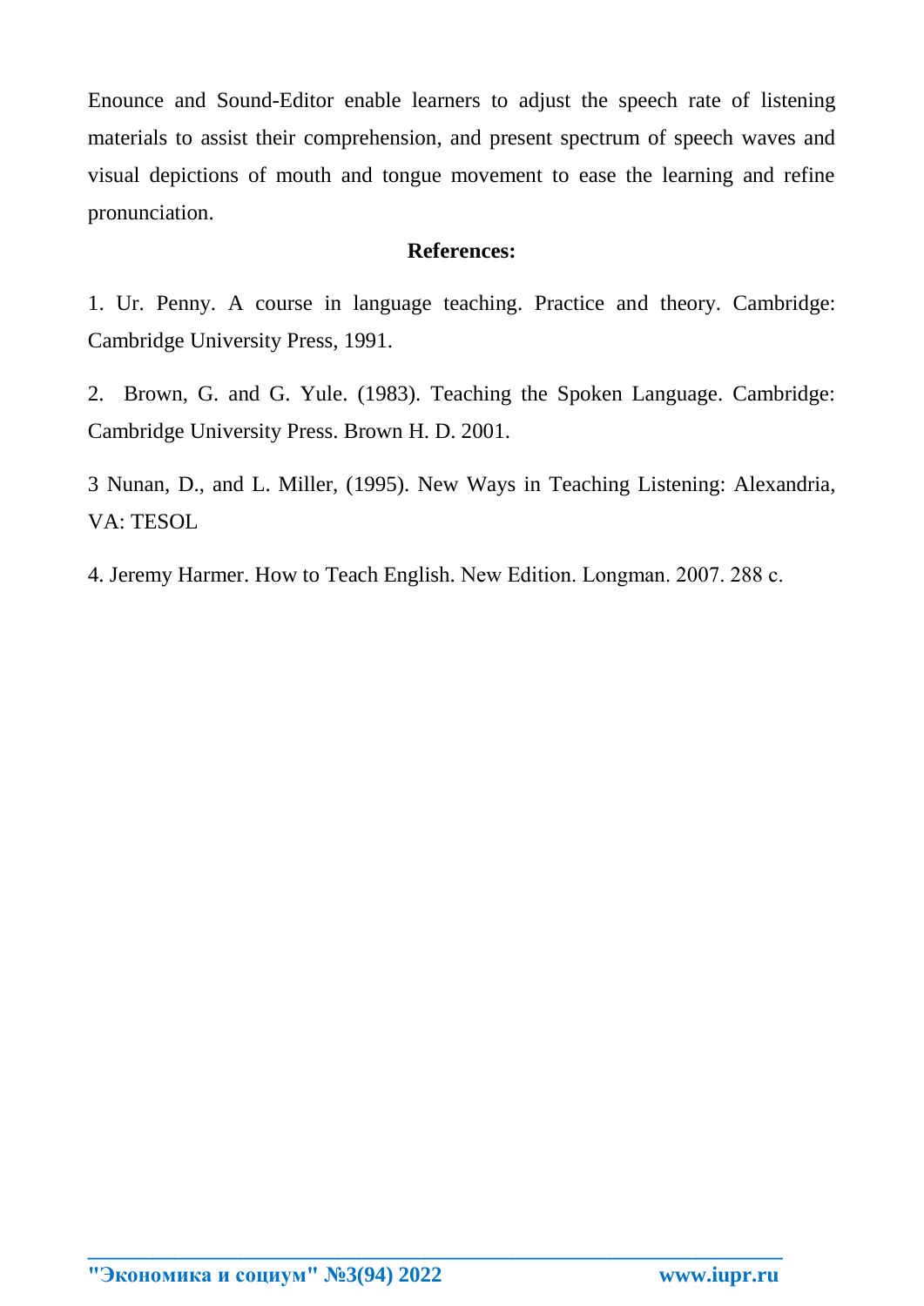Enounce and Sound-Editor enable learners to adjust the speech rate of listening materials to assist their comprehension, and present spectrum of speech waves and visual depictions of mouth and tongue movement to ease the learning and refine pronunciation.

**References:**

1. Ur. Penny. A course in language teaching. Practice and theory. Cambridge: Cambridge University Press, 1991.

2. Brown, G. and G. Yule. (1983). Teaching the Spoken Language. Cambridge: Cambridge University Press. Brown H. D. 2001.

3 Nunan, D., and L. Miller, (1995). New Ways in Teaching Listening: Alexandria, VA: TESOL

4. Jeremy Harmer. How to Teach English. New Edition. Longman. 2007. 288 c.